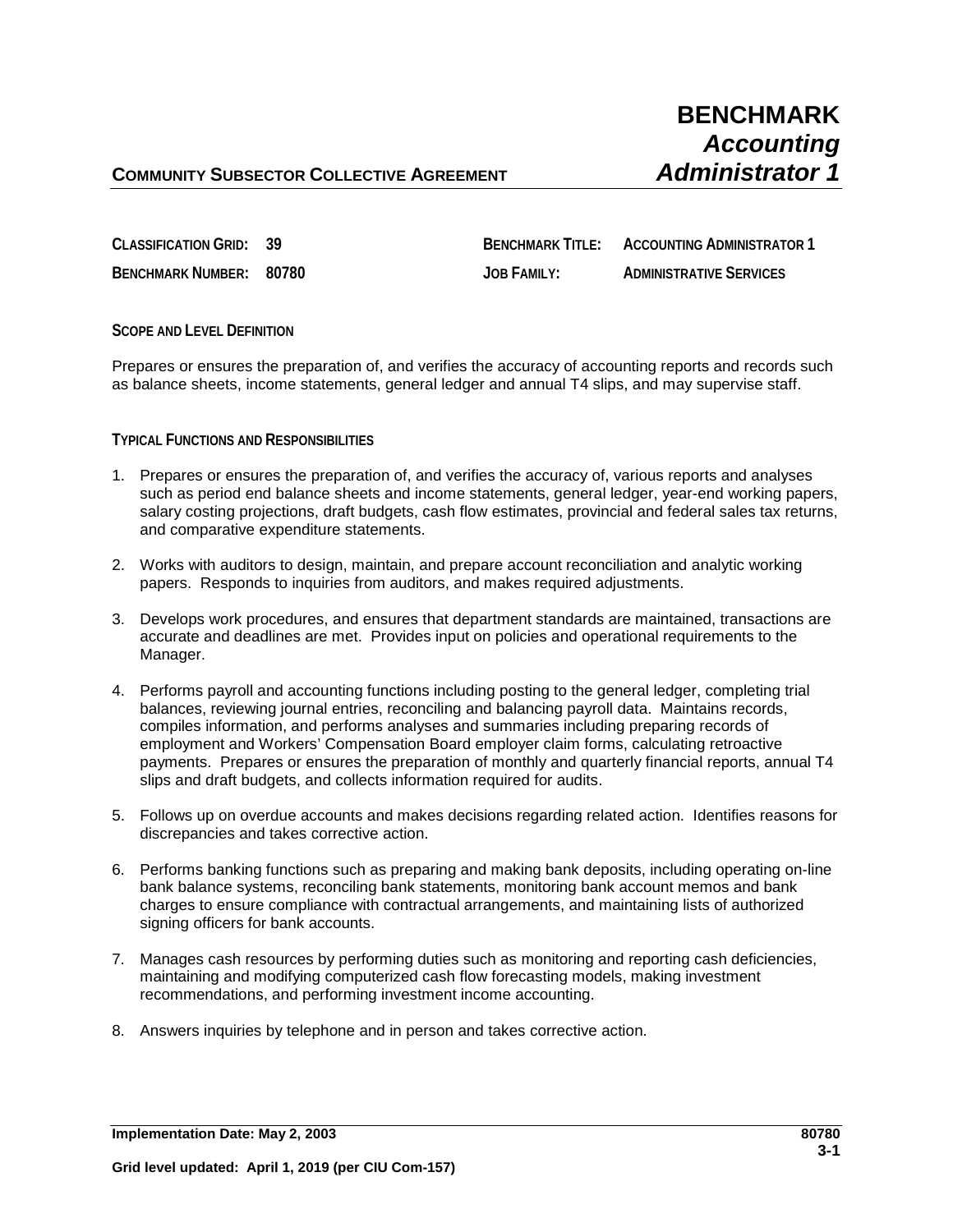**COMMUNITY SUBSECTOR COLLECTIVE AGREEMENT**

# BENCHMARK
# *Accounting Administrator 1*

| | | | |
|---|---|---|---|
| **CLASSIFICATION GRID:** | **39** | **BENCHMARK TITLE:** | **ACCOUNTING ADMINISTRATOR 1** |
| **BENCHMARK NUMBER:** | **80780** | **JOB FAMILY:** | **ADMINISTRATIVE SERVICES** |

## SCOPE AND LEVEL DEFINITION

Prepares or ensures the preparation of, and verifies the accuracy of accounting reports and records such as balance sheets, income statements, general ledger and annual T4 slips, and may supervise staff.

## TYPICAL FUNCTIONS AND RESPONSIBILITIES

1. Prepares or ensures the preparation of, and verifies the accuracy of, various reports and analyses such as period end balance sheets and income statements, general ledger, year-end working papers, salary costing projections, draft budgets, cash flow estimates, provincial and federal sales tax returns, and comparative expenditure statements.

2. Works with auditors to design, maintain, and prepare account reconciliation and analytic working papers. Responds to inquiries from auditors, and makes required adjustments.

3. Develops work procedures, and ensures that department standards are maintained, transactions are accurate and deadlines are met. Provides input on policies and operational requirements to the Manager.

4. Performs payroll and accounting functions including posting to the general ledger, completing trial balances, reviewing journal entries, reconciling and balancing payroll data. Maintains records, compiles information, and performs analyses and summaries including preparing records of employment and Workers' Compensation Board employer claim forms, calculating retroactive payments. Prepares or ensures the preparation of monthly and quarterly financial reports, annual T4 slips and draft budgets, and collects information required for audits.

5. Follows up on overdue accounts and makes decisions regarding related action. Identifies reasons for discrepancies and takes corrective action.

6. Performs banking functions such as preparing and making bank deposits, including operating on-line bank balance systems, reconciling bank statements, monitoring bank account memos and bank charges to ensure compliance with contractual arrangements, and maintaining lists of authorized signing officers for bank accounts.

7. Manages cash resources by performing duties such as monitoring and reporting cash deficiencies, maintaining and modifying computerized cash flow forecasting models, making investment recommendations, and performing investment income accounting.

8. Answers inquiries by telephone and in person and takes corrective action.

**Implementation Date: May 2, 2003**

**Grid level updated: April 1, 2019 (per CIU Com-157)**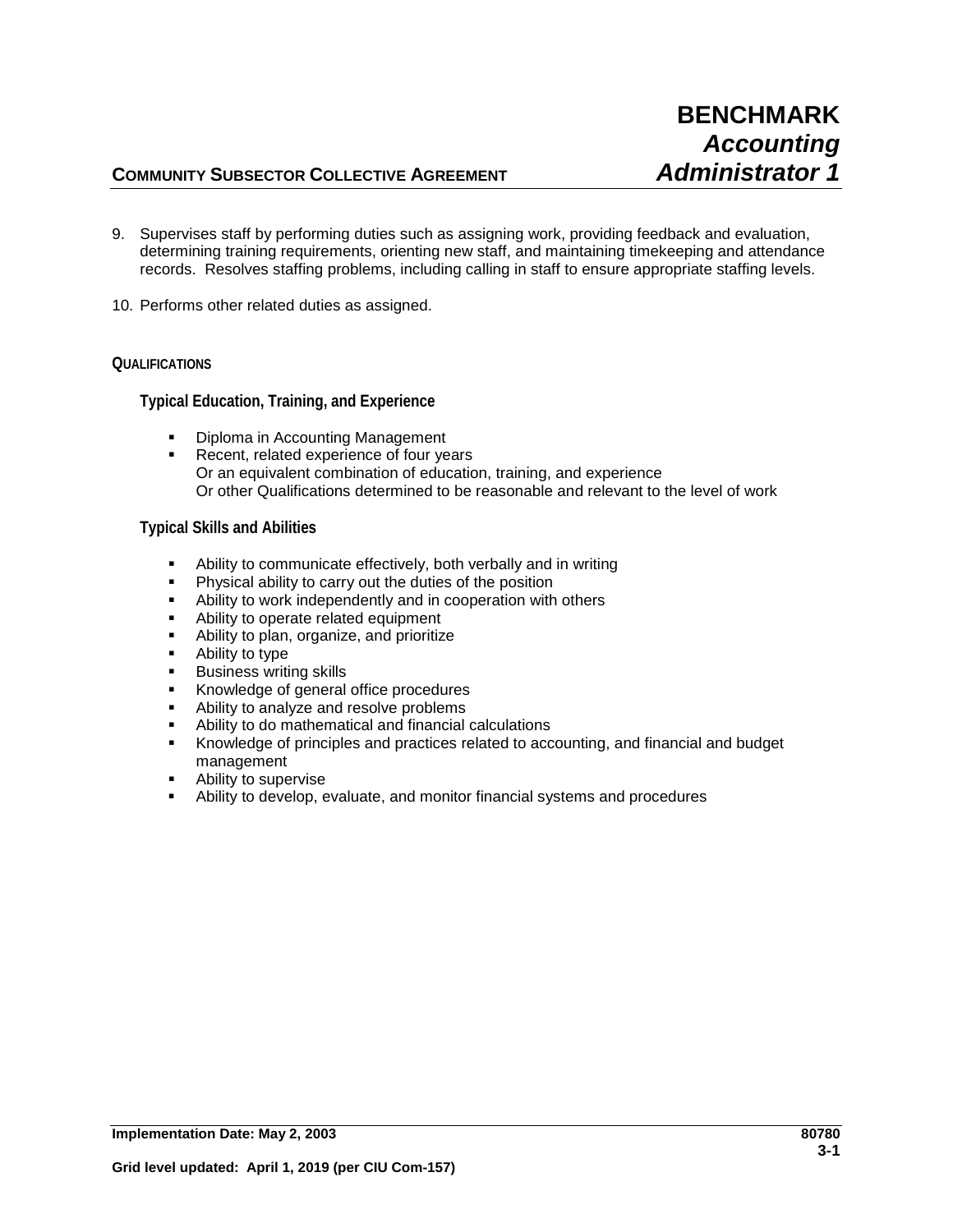9. Supervises staff by performing duties such as assigning work, providing feedback and evaluation, determining training requirements, orienting new staff, and maintaining timekeeping and attendance records. Resolves staffing problems, including calling in staff to ensure appropriate staffing levels.

10. Performs other related duties as assigned.

## QUALIFICATIONS

### Typical Education, Training, and Experience

- Diploma in Accounting Management
- Recent, related experience of four years
  Or an equivalent combination of education, training, and experience
  Or other Qualifications determined to be reasonable and relevant to the level of work

### Typical Skills and Abilities

- Ability to communicate effectively, both verbally and in writing
- Physical ability to carry out the duties of the position
- Ability to work independently and in cooperation with others
- Ability to operate related equipment
- Ability to plan, organize, and prioritize
- Ability to type
- Business writing skills
- Knowledge of general office procedures
- Ability to analyze and resolve problems
- Ability to do mathematical and financial calculations
- Knowledge of principles and practices related to accounting, and financial and budget management
- Ability to supervise
- Ability to develop, evaluate, and monitor financial systems and procedures